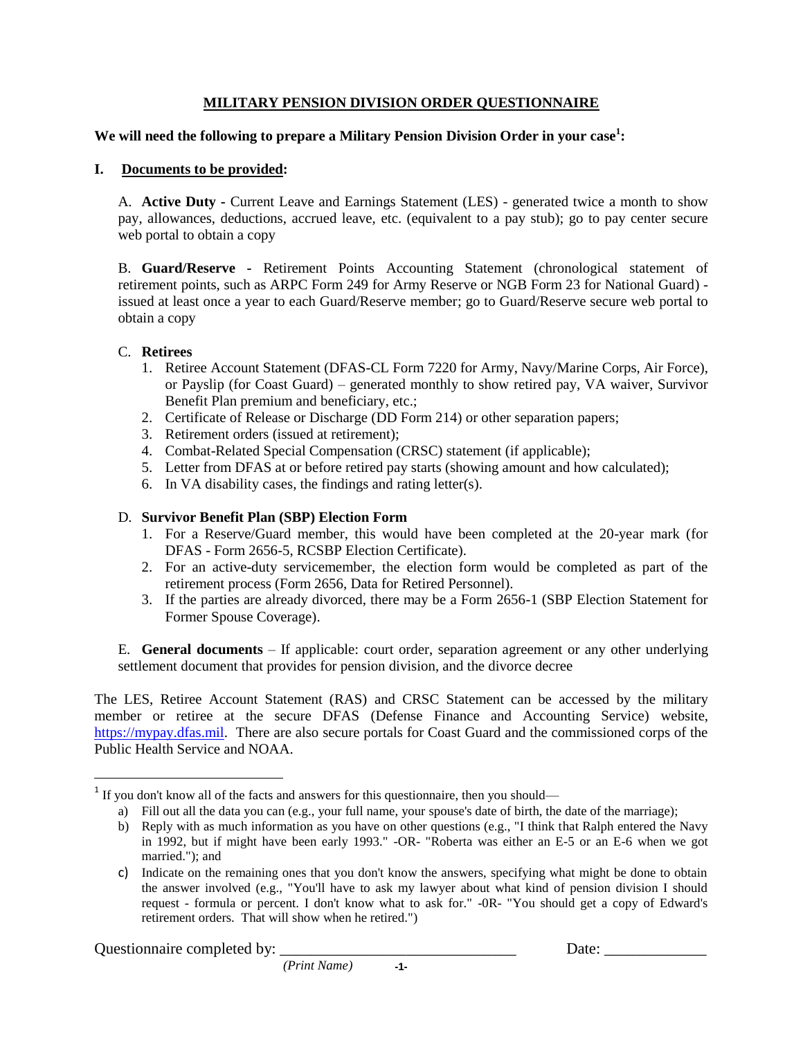# MILITARY PENSION DIVISION ORDER QUESTIONNAIRE

**We will need the following to prepare a Military Pension Division Order in your case[1]:**

## I. Documents to be provided:

A. **Active Duty -** Current Leave and Earnings Statement (LES) - generated twice a month to show pay, allowances, deductions, accrued leave, etc. (equivalent to a pay stub); go to pay center secure web portal to obtain a copy

B. **Guard/Reserve -** Retirement Points Accounting Statement (chronological statement of retirement points, such as ARPC Form 249 for Army Reserve or NGB Form 23 for National Guard) - issued at least once a year to each Guard/Reserve member; go to Guard/Reserve secure web portal to obtain a copy

C. **Retirees**

1. Retiree Account Statement (DFAS-CL Form 7220 for Army, Navy/Marine Corps, Air Force), or Payslip (for Coast Guard) – generated monthly to show retired pay, VA waiver, Survivor Benefit Plan premium and beneficiary, etc.;
2. Certificate of Release or Discharge (DD Form 214) or other separation papers;
3. Retirement orders (issued at retirement);
4. Combat-Related Special Compensation (CRSC) statement (if applicable);
5. Letter from DFAS at or before retired pay starts (showing amount and how calculated);
6. In VA disability cases, the findings and rating letter(s).

D. **Survivor Benefit Plan (SBP) Election Form**

1. For a Reserve/Guard member, this would have been completed at the 20-year mark (for DFAS - Form 2656-5, RCSBP Election Certificate).
2. For an active-duty servicemember, the election form would be completed as part of the retirement process (Form 2656, Data for Retired Personnel).
3. If the parties are already divorced, there may be a Form 2656-1 (SBP Election Statement for Former Spouse Coverage).

E. **General documents** – If applicable: court order, separation agreement or any other underlying settlement document that provides for pension division, and the divorce decree

The LES, Retiree Account Statement (RAS) and CRSC Statement can be accessed by the military member or retiree at the secure DFAS (Defense Finance and Accounting Service) website, https://mypay.dfas.mil. There are also secure portals for Coast Guard and the commissioned corps of the Public Health Service and NOAA.

---

[1] If you don't know all of the facts and answers for this questionnaire, then you should—

a) Fill out all the data you can (e.g., your full name, your spouse's date of birth, the date of the marriage);
b) Reply with as much information as you have on other questions (e.g., "I think that Ralph entered the Navy in 1992, but if might have been early 1993." -OR- "Roberta was either an E-5 or an E-6 when we got married."); and
c) Indicate on the remaining ones that you don't know the answers, specifying what might be done to obtain the answer involved (e.g., "You'll have to ask my lawyer about what kind of pension division I should request - formula or percent. I don't know what to ask for." -0R- "You should get a copy of Edward's retirement orders. That will show when he retired.")

Questionnaire completed by: ______________________________ Date: _____________
*(Print Name)*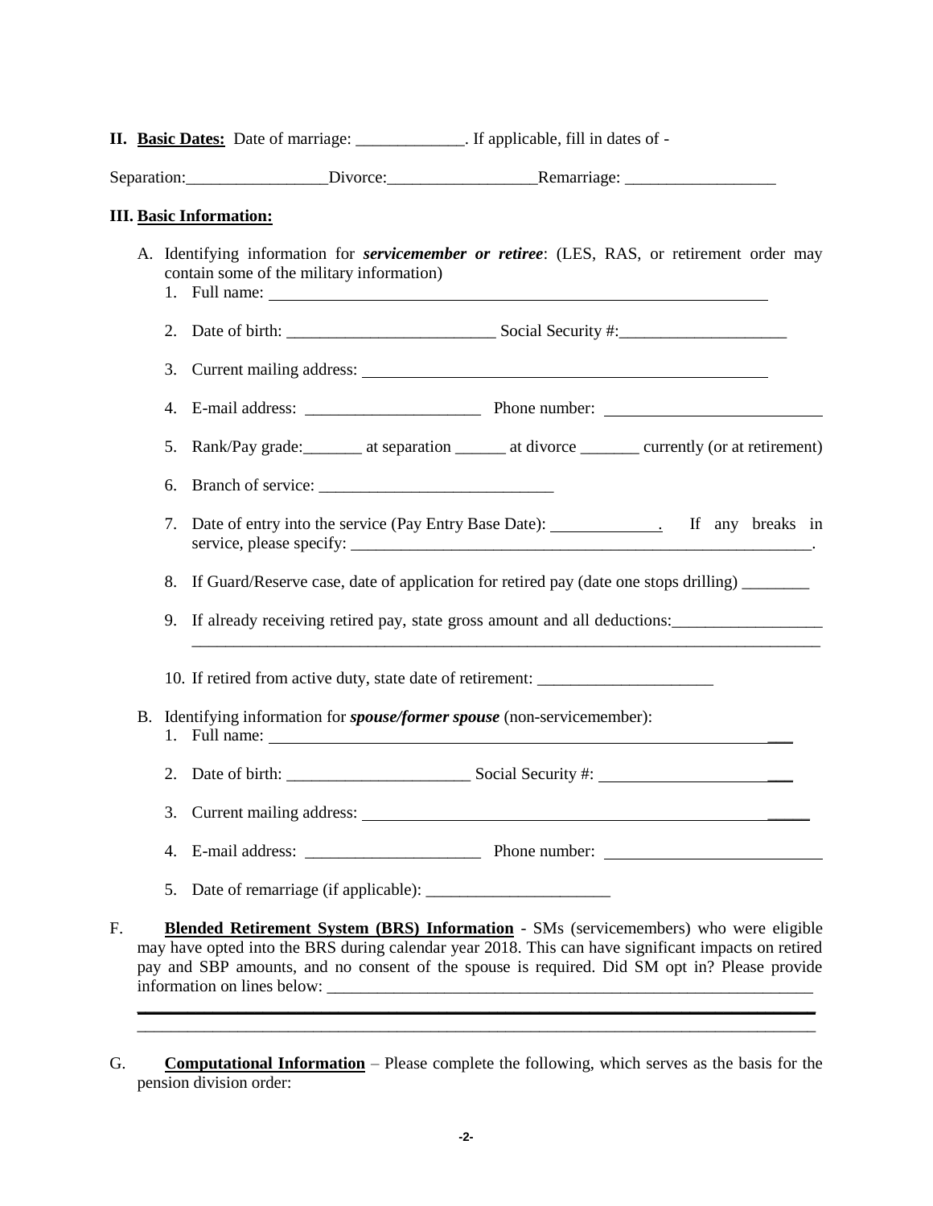**II. <u>Basic Dates:</u>** Date of marriage: _____________. If applicable, fill in dates of -

Separation:_________________Divorce:__________________Remarriage: __________________

**III. <u>Basic Information:</u>**

A. Identifying information for ***servicemember or retiree***: (LES, RAS, or retirement order may contain some of the military information)

1. Full name: ______________________________________________________________
2. Date of birth: _________________________ Social Security #:____________________
3. Current mailing address: __________________________________________________
4. E-mail address: _____________________ Phone number: __________________________
5. Rank/Pay grade:_______ at separation ______ at divorce _______ currently (or at retirement)
6. Branch of service: ____________________________
7. Date of entry into the service (Pay Entry Base Date): _____________. If any breaks in service, please specify: _________________________________________________________.
8. If Guard/Reserve case, date of application for retired pay (date one stops drilling) ________
9. If already receiving retired pay, state gross amount and all deductions:__________________
______________________________________________________________________________
10. If retired from active duty, state date of retirement: _____________________

B. Identifying information for ***spouse/former spouse*** (non-servicemember):

1. Full name: ______________________________________________________________
2. Date of birth: ______________________ Social Security #: _______________________
3. Current mailing address: __________________________________________________
4. E-mail address: _____________________ Phone number: __________________________
5. Date of remarriage (if applicable): ______________________

F. **<u>Blended Retirement System (BRS) Information</u>** - SMs (servicemembers) who were eligible may have opted into the BRS during calendar year 2018. This can have significant impacts on retired pay and SBP amounts, and no consent of the spouse is required. Did SM opt in? Please provide information on lines below: _____________________________________________________________
______________________________________________________________________________
______________________________________________________________________________

G. **<u>Computational Information</u>** – Please complete the following, which serves as the basis for the pension division order: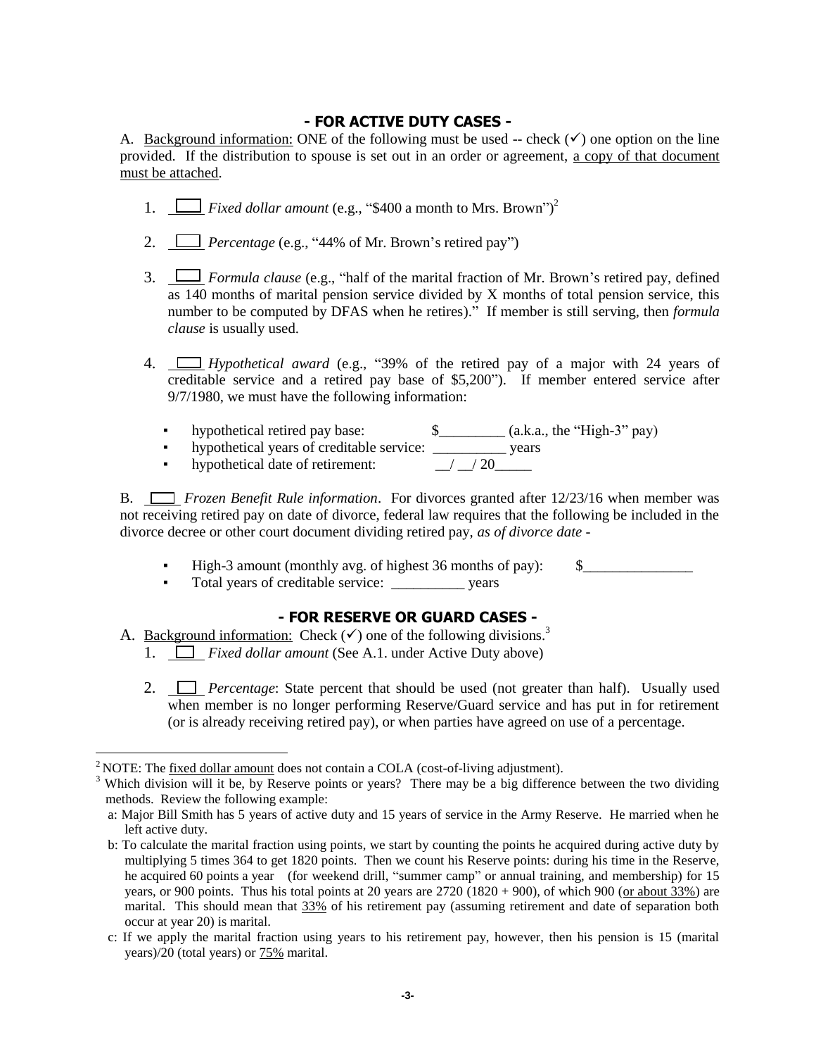## - FOR ACTIVE DUTY CASES -

A. Background information: ONE of the following must be used -- check (✓) one option on the line provided. If the distribution to spouse is set out in an order or agreement, a copy of that document must be attached.

1. ☐ *Fixed dollar amount* (e.g., "$400 a month to Mrs. Brown")[2]

2. ☐ *Percentage* (e.g., "44% of Mr. Brown's retired pay")

3. ☐ *Formula clause* (e.g., "half of the marital fraction of Mr. Brown's retired pay, defined as 140 months of marital pension service divided by X months of total pension service, this number to be computed by DFAS when he retires)." If member is still serving, then *formula clause* is usually used.

4. ☐ *Hypothetical award* (e.g., "39% of the retired pay of a major with 24 years of creditable service and a retired pay base of $5,200"). If member entered service after 9/7/1980, we must have the following information:

   - hypothetical retired pay base: $_________ (a.k.a., the "High-3" pay)
   - hypothetical years of creditable service: __________ years
   - hypothetical date of retirement: __/ __/ 20_____

B. ☐ *Frozen Benefit Rule information*. For divorces granted after 12/23/16 when member was not receiving retired pay on date of divorce, federal law requires that the following be included in the divorce decree or other court document dividing retired pay, *as of divorce date* -

- High-3 amount (monthly avg. of highest 36 months of pay): $_______________
- Total years of creditable service: __________ years

## - FOR RESERVE OR GUARD CASES -

A. Background information: Check (✓) one of the following divisions.[3]

1. ☐ *Fixed dollar amount* (See A.1. under Active Duty above)

2. ☐ *Percentage*: State percent that should be used (not greater than half). Usually used when member is no longer performing Reserve/Guard service and has put in for retirement (or is already receiving retired pay), or when parties have agreed on use of a percentage.

---

[2] NOTE: The fixed dollar amount does not contain a COLA (cost-of-living adjustment).

[3] Which division will it be, by Reserve points or years? There may be a big difference between the two dividing methods. Review the following example:

a: Major Bill Smith has 5 years of active duty and 15 years of service in the Army Reserve. He married when he left active duty.

b: To calculate the marital fraction using points, we start by counting the points he acquired during active duty by multiplying 5 times 364 to get 1820 points. Then we count his Reserve points: during his time in the Reserve, he acquired 60 points a year (for weekend drill, "summer camp" or annual training, and membership) for 15 years, or 900 points. Thus his total points at 20 years are 2720 (1820 + 900), of which 900 (or about 33%) are marital. This should mean that 33% of his retirement pay (assuming retirement and date of separation both occur at year 20) is marital.

c: If we apply the marital fraction using years to his retirement pay, however, then his pension is 15 (marital years)/20 (total years) or 75% marital.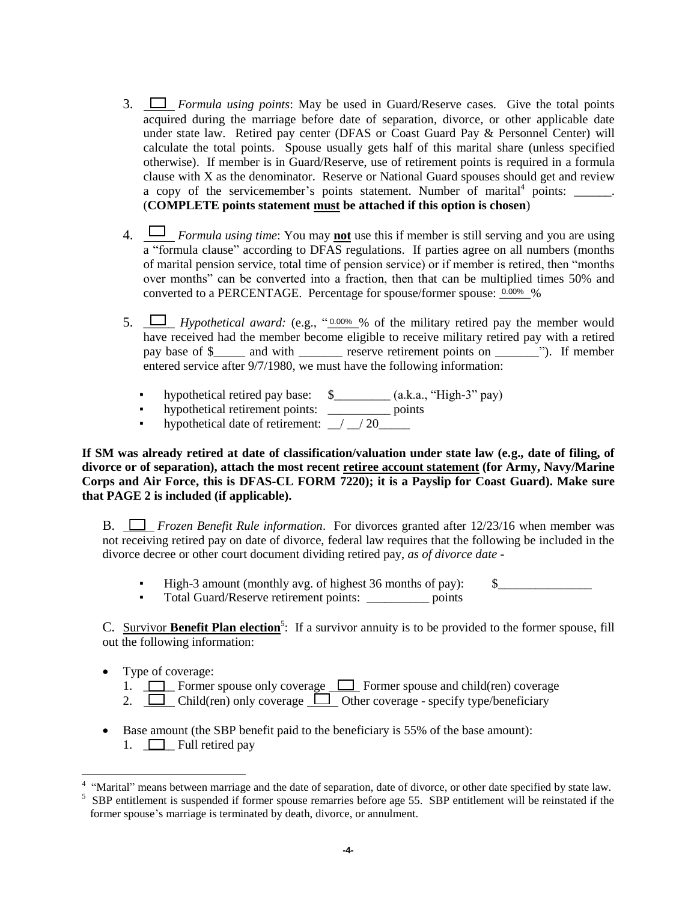3. ☐ *Formula using points*: May be used in Guard/Reserve cases. Give the total points acquired during the marriage before date of separation, divorce, or other applicable date under state law. Retired pay center (DFAS or Coast Guard Pay & Personnel Center) will calculate the total points. Spouse usually gets half of this marital share (unless specified otherwise). If member is in Guard/Reserve, use of retirement points is required in a formula clause with X as the denominator. Reserve or National Guard spouses should get and review a copy of the servicemember's points statement. Number of marital[4] points: ______. (**COMPLETE points statement <u>must</u> be attached if this option is chosen**)

4. ☐ *Formula using time*: You may **<u>not</u>** use this if member is still serving and you are using a "formula clause" according to DFAS regulations. If parties agree on all numbers (months of marital pension service, total time of pension service) or if member is retired, then "months over months" can be converted into a fraction, then that can be multiplied times 50% and converted to a PERCENTAGE. Percentage for spouse/former spouse: 0.00% %

5. ☐ *Hypothetical award:* (e.g., "0.00% % of the military retired pay the member would have received had the member become eligible to receive military retired pay with a retired pay base of $_____ and with _______ reserve retirement points on _______"). If member entered service after 9/7/1980, we must have the following information:

   - hypothetical retired pay base: $_________ (a.k.a., "High-3" pay)
   - hypothetical retirement points: __________ points
   - hypothetical date of retirement: __/ __/ 20_____

**If SM was already retired at date of classification/valuation under state law (e.g., date of filing, of divorce or of separation), attach the most recent <u>retiree account statement</u> (for Army, Navy/Marine Corps and Air Force, this is DFAS-CL FORM 7220); it is a Payslip for Coast Guard). Make sure that PAGE 2 is included (if applicable).**

B. ☐ *Frozen Benefit Rule information*. For divorces granted after 12/23/16 when member was not receiving retired pay on date of divorce, federal law requires that the following be included in the divorce decree or other court document dividing retired pay, *as of divorce date* -

- High-3 amount (monthly avg. of highest 36 months of pay): $_______________
- Total Guard/Reserve retirement points: __________ points

C. <u>Survivor **Benefit Plan election**</u>[5]: If a survivor annuity is to be provided to the former spouse, fill out the following information:

- Type of coverage:
  1. ☐ Former spouse only coverage ☐ Former spouse and child(ren) coverage
  2. ☐ Child(ren) only coverage ☐ Other coverage - specify type/beneficiary

- Base amount (the SBP benefit paid to the beneficiary is 55% of the base amount):
  1. ☐ Full retired pay

[4] "Marital" means between marriage and the date of separation, date of divorce, or other date specified by state law.

[5] SBP entitlement is suspended if former spouse remarries before age 55. SBP entitlement will be reinstated if the former spouse's marriage is terminated by death, divorce, or annulment.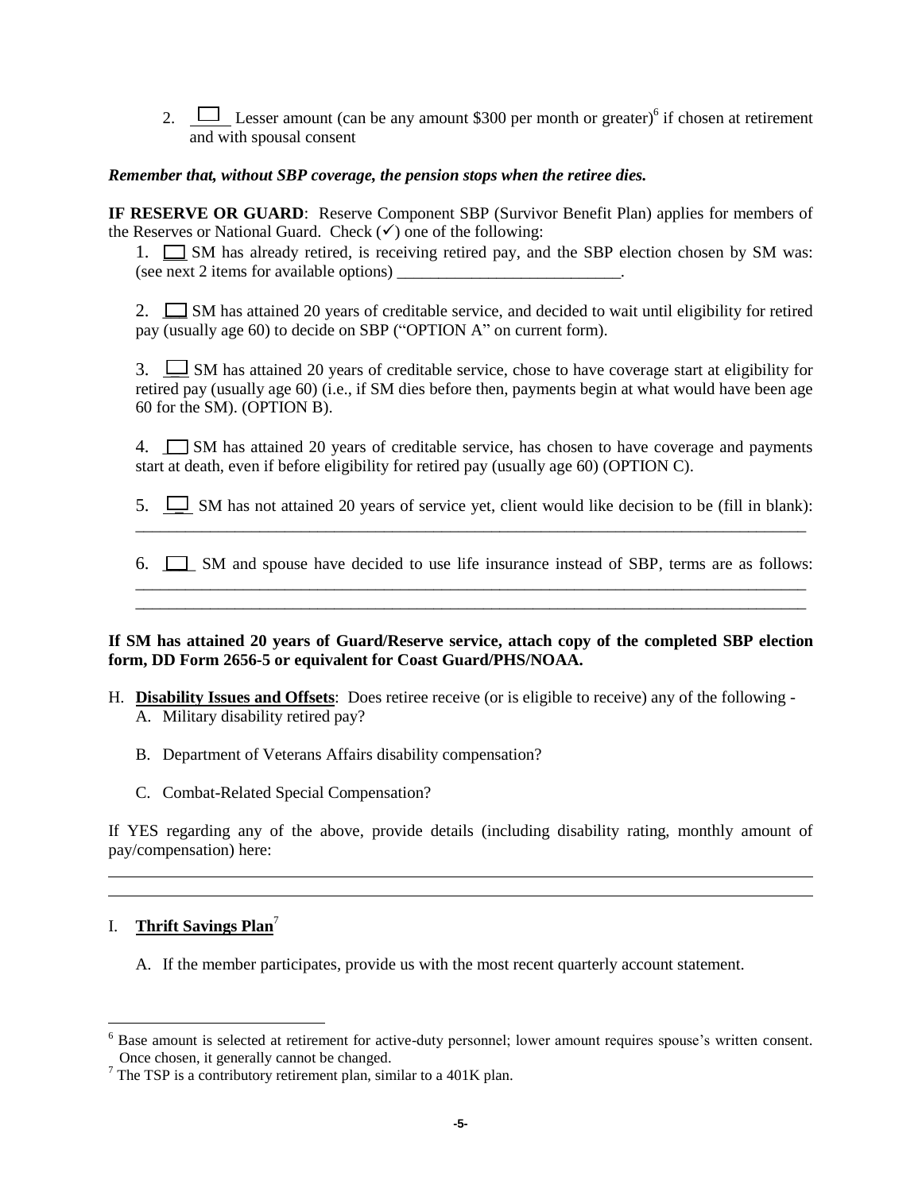2. ☐ Lesser amount (can be any amount $300 per month or greater)[6] if chosen at retirement and with spousal consent

***Remember that, without SBP coverage, the pension stops when the retiree dies.***

**IF RESERVE OR GUARD**: Reserve Component SBP (Survivor Benefit Plan) applies for members of the Reserves or National Guard. Check (✓) one of the following:

1. ☐ SM has already retired, is receiving retired pay, and the SBP election chosen by SM was: (see next 2 items for available options) ___________________________.

2. ☐ SM has attained 20 years of creditable service, and decided to wait until eligibility for retired pay (usually age 60) to decide on SBP ("OPTION A" on current form).

3. ☐ SM has attained 20 years of creditable service, chose to have coverage start at eligibility for retired pay (usually age 60) (i.e., if SM dies before then, payments begin at what would have been age 60 for the SM). (OPTION B).

4. ☐ SM has attained 20 years of creditable service, has chosen to have coverage and payments start at death, even if before eligibility for retired pay (usually age 60) (OPTION C).

5. ☐ SM has not attained 20 years of service yet, client would like decision to be (fill in blank): ________________________________________________________________________________

6. ☐ SM and spouse have decided to use life insurance instead of SBP, terms are as follows: ________________________________________________________________________________
________________________________________________________________________________

**If SM has attained 20 years of Guard/Reserve service, attach copy of the completed SBP election form, DD Form 2656-5 or equivalent for Coast Guard/PHS/NOAA.**

H. **Disability Issues and Offsets**: Does retiree receive (or is eligible to receive) any of the following -
   A. Military disability retired pay?

   B. Department of Veterans Affairs disability compensation?

   C. Combat-Related Special Compensation?

If YES regarding any of the above, provide details (including disability rating, monthly amount of pay/compensation) here:

________________________________________________________________________________

________________________________________________________________________________

I. **Thrift Savings Plan**[7]

   A. If the member participates, provide us with the most recent quarterly account statement.

---

[6] Base amount is selected at retirement for active-duty personnel; lower amount requires spouse's written consent. Once chosen, it generally cannot be changed.

[7] The TSP is a contributory retirement plan, similar to a 401K plan.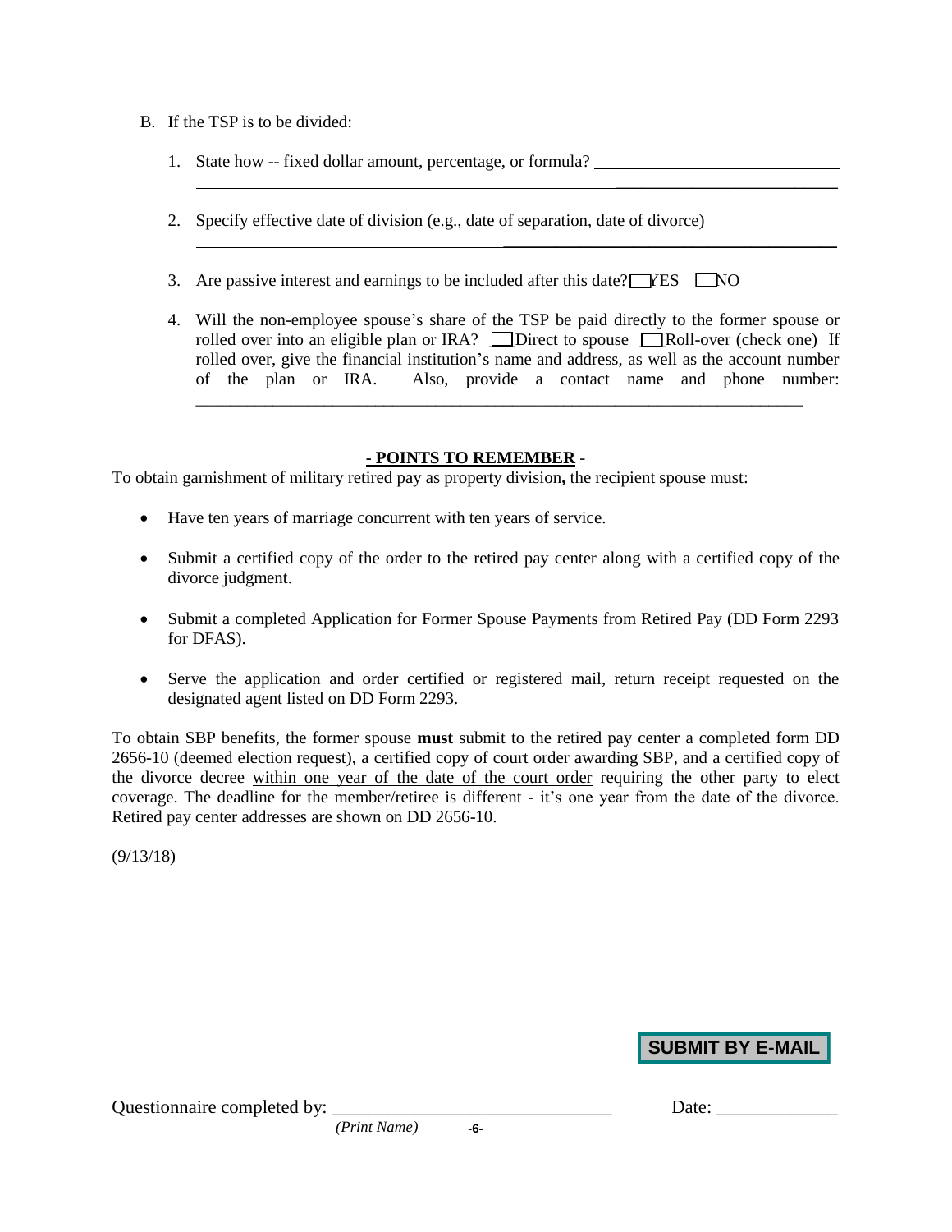B. If the TSP is to be divided:

1. State how -- fixed dollar amount, percentage, or formula? ______________________________
______________________________________________________________________________

2. Specify effective date of division (e.g., date of separation, date of divorce) _______________
______________________________________________________________________________

3. Are passive interest and earnings to be included after this date? ☐ YES ☐ NO

4. Will the non-employee spouse's share of the TSP be paid directly to the former spouse or rolled over into an eligible plan or IRA? ☐ Direct to spouse ☐ Roll-over (check one) If rolled over, give the financial institution's name and address, as well as the account number of the plan or IRA. Also, provide a contact name and phone number: ______________________________________________________________________________

**- POINTS TO REMEMBER -**

To obtain garnishment of military retired pay as property division**,** the recipient spouse must:

- Have ten years of marriage concurrent with ten years of service.
- Submit a certified copy of the order to the retired pay center along with a certified copy of the divorce judgment.
- Submit a completed Application for Former Spouse Payments from Retired Pay (DD Form 2293 for DFAS).
- Serve the application and order certified or registered mail, return receipt requested on the designated agent listed on DD Form 2293.

To obtain SBP benefits, the former spouse **must** submit to the retired pay center a completed form DD 2656-10 (deemed election request), a certified copy of court order awarding SBP, and a certified copy of the divorce decree within one year of the date of the court order requiring the other party to elect coverage. The deadline for the member/retiree is different - it's one year from the date of the divorce. Retired pay center addresses are shown on DD 2656-10.

(9/13/18)

**SUBMIT BY E-MAIL**

Questionnaire completed by: ______________________________ Date: _____________
*(Print Name)*